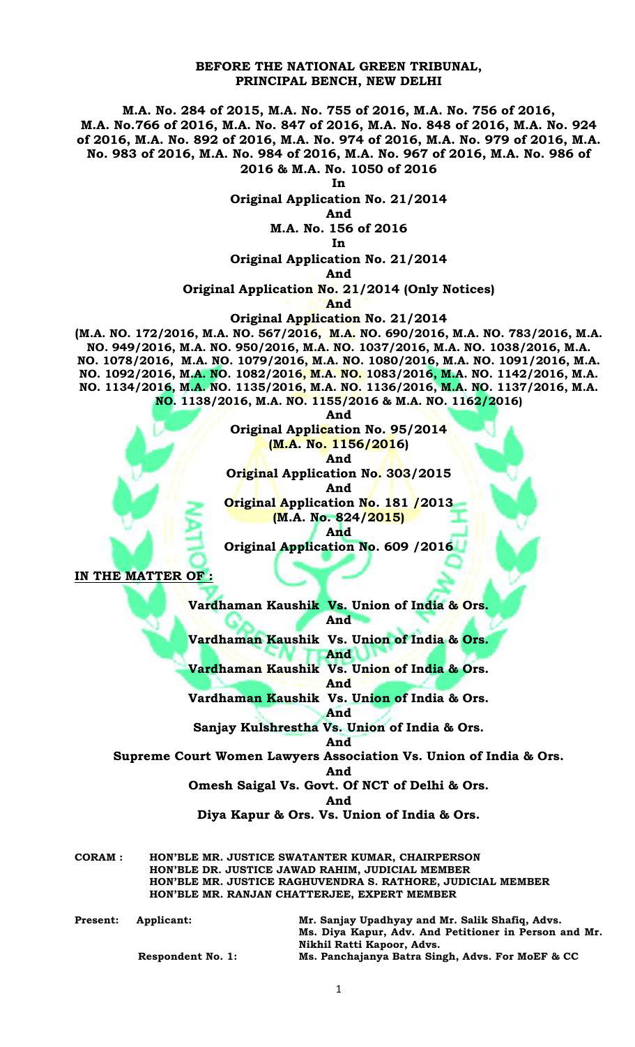**BEFORE THE NATIONAL GREEN TRIBUNAL,**
**PRINCIPAL BENCH, NEW DELHI**

**M.A. No. 284 of 2015, M.A. No. 755 of 2016, M.A. No. 756 of 2016, M.A. No.766 of 2016, M.A. No. 847 of 2016, M.A. No. 848 of 2016, M.A. No. 924 of 2016, M.A. No. 892 of 2016, M.A. No. 974 of 2016, M.A. No. 979 of 2016, M.A. No. 983 of 2016, M.A. No. 984 of 2016, M.A. No. 967 of 2016, M.A. No. 986 of 2016 & M.A. No. 1050 of 2016**

**In**

**Original Application No. 21/2014**

**And**

**M.A. No. 156 of 2016**

**In**

**Original Application No. 21/2014**

**And**

**Original Application No. 21/2014 (Only Notices)**

**And**

**Original Application No. 21/2014**

**(M.A. NO. 172/2016, M.A. NO. 567/2016, M.A. NO. 690/2016, M.A. NO. 783/2016, M.A. NO. 949/2016, M.A. NO. 950/2016, M.A. NO. 1037/2016, M.A. NO. 1038/2016, M.A. NO. 1078/2016, M.A. NO. 1079/2016, M.A. NO. 1080/2016, M.A. NO. 1091/2016, M.A. NO. 1092/2016, M.A. NO. 1082/2016, M.A. NO. 1083/2016, M.A. NO. 1142/2016, M.A. NO. 1134/2016, M.A. NO. 1135/2016, M.A. NO. 1136/2016, M.A. NO. 1137/2016, M.A. NO. 1138/2016, M.A. NO. 1155/2016 & M.A. NO. 1162/2016)**

**And**

**Original Application No. 95/2014**
**(M.A. No. 1156/2016)**

**And**

**Original Application No. 303/2015**

**And**

**Original Application No. 181 /2013**
**(M.A. No. 824/2015)**

**And**

**Original Application No. 609 /2016**

**IN THE MATTER OF :**

**Vardhaman Kaushik Vs. Union of India & Ors.**

**And**

**Vardhaman Kaushik Vs. Union of India & Ors.**

**And**

**Vardhaman Kaushik Vs. Union of India & Ors.**

**And**

**Vardhaman Kaushik Vs. Union of India & Ors.**

**And**

**Sanjay Kulshrestha Vs. Union of India & Ors.**

**And**

**Supreme Court Women Lawyers Association Vs. Union of India & Ors.**

**And**

**Omesh Saigal Vs. Govt. Of NCT of Delhi & Ors.**

**And**

**Diya Kapur & Ors. Vs. Union of India & Ors.**

**CORAM :** **HON'BLE MR. JUSTICE SWATANTER KUMAR, CHAIRPERSON**
**HON'BLE DR. JUSTICE JAWAD RAHIM, JUDICIAL MEMBER**
**HON'BLE MR. JUSTICE RAGHUVENDRA S. RATHORE, JUDICIAL MEMBER**
**HON'BLE MR. RANJAN CHATTERJEE, EXPERT MEMBER**

**Present:** **Applicant:** **Mr. Sanjay Upadhyay and Mr. Salik Shafiq, Advs. Ms. Diya Kapur, Adv. And Petitioner in Person and Mr. Nikhil Ratti Kapoor, Advs.**

**Respondent No. 1:** **Ms. Panchajanya Batra Singh, Advs. For MoEF & CC**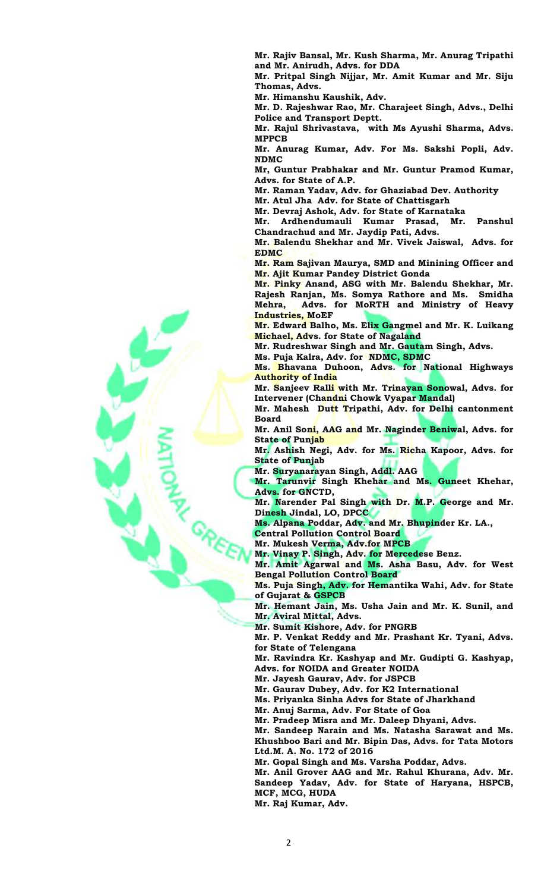**Mr. Rajiv Bansal, Mr. Kush Sharma, Mr. Anurag Tripathi and Mr. Anirudh, Advs. for DDA**

**Mr. Pritpal Singh Nijjar, Mr. Amit Kumar and Mr. Siju Thomas, Advs.**

**Mr. Himanshu Kaushik, Adv.**

**Mr. D. Rajeshwar Rao, Mr. Charajeet Singh, Advs., Delhi Police and Transport Deptt.**

**Mr. Rajul Shrivastava, with Ms Ayushi Sharma, Advs. MPPCB**

**Mr. Anurag Kumar, Adv. For Ms. Sakshi Popli, Adv. NDMC**

**Mr, Guntur Prabhakar and Mr. Guntur Pramod Kumar, Advs. for State of A.P.**

**Mr. Raman Yadav, Adv. for Ghaziabad Dev. Authority**

**Mr. Atul Jha Adv. for State of Chattisgarh**

**Mr. Devraj Ashok, Adv. for State of Karnataka**

**Mr. Ardhendumauli Kumar Prasad, Mr. Panshul Chandrachud and Mr. Jaydip Pati, Advs.**

**Mr. Balendu Shekhar and Mr. Vivek Jaiswal, Advs. for EDMC**

**Mr. Ram Sajivan Maurya, SMD and Minining Officer and Mr. Ajit Kumar Pandey District Gonda**

**Mr. Pinky Anand, ASG with Mr. Balendu Shekhar, Mr. Rajesh Ranjan, Ms. Somya Rathore and Ms. Smidha Mehra, Advs. for MoRTH and Ministry of Heavy Industries, MoEF**

**Mr. Edward Balho, Ms. Elix Gangmel and Mr. K. Luikang Michael, Advs. for State of Nagaland**

**Mr. Rudreshwar Singh and Mr. Gautam Singh, Advs.**

**Ms. Puja Kalra, Adv. for NDMC, SDMC**

**Ms. Bhavana Duhoon, Advs. for National Highways Authority of India**

**Mr. Sanjeev Ralli with Mr. Trinayan Sonowal, Advs. for Intervener (Chandni Chowk Vyapar Mandal)**

**Mr. Mahesh Dutt Tripathi, Adv. for Delhi cantonment Board**

**Mr. Anil Soni, AAG and Mr. Naginder Beniwal, Advs. for State of Punjab**

**Mr. Ashish Negi, Adv. for Ms. Richa Kapoor, Advs. for State of Punjab**

**Mr. Suryanarayan Singh, Addl. AAG**

**Mr. Tarunvir Singh Khehar and Ms. Guneet Khehar, Advs. for GNCTD,**

**Mr. Narender Pal Singh with Dr. M.P. George and Mr. Dinesh Jindal, LO, DPCC**

**Ms. Alpana Poddar, Adv. and Mr. Bhupinder Kr. LA., Central Pollution Control Board**

**Mr. Mukesh Verma, Adv.for MPCB**

**Mr. Vinay P. Singh, Adv. for Mercedese Benz.**

**Mr. Amit Agarwal and Ms. Asha Basu, Adv. for West Bengal Pollution Control Board**

**Ms. Puja Singh, Adv. for Hemantika Wahi, Adv. for State of Gujarat & GSPCB**

**Mr. Hemant Jain, Ms. Usha Jain and Mr. K. Sunil, and Mr. Aviral Mittal, Advs.**

**Mr. Sumit Kishore, Adv. for PNGRB**

**Mr. P. Venkat Reddy and Mr. Prashant Kr. Tyani, Advs. for State of Telengana**

**Mr. Ravindra Kr. Kashyap and Mr. Gudipti G. Kashyap, Advs. for NOIDA and Greater NOIDA**

**Mr. Jayesh Gaurav, Adv. for JSPCB**

**Mr. Gaurav Dubey, Adv. for K2 International**

**Ms. Priyanka Sinha Advs for State of Jharkhand**

**Mr. Anuj Sarma, Adv. For State of Goa**

**Mr. Pradeep Misra and Mr. Daleep Dhyani, Advs.**

**Mr. Sandeep Narain and Ms. Natasha Sarawat and Ms. Khushboo Bari and Mr. Bipin Das, Advs. for Tata Motors Ltd.M. A. No. 172 of 2016**

**Mr. Gopal Singh and Ms. Varsha Poddar, Advs.**

**Mr. Anil Grover AAG and Mr. Rahul Khurana, Adv. Mr. Sandeep Yadav, Adv. for State of Haryana, HSPCB, MCF, MCG, HUDA**

**Mr. Raj Kumar, Adv.**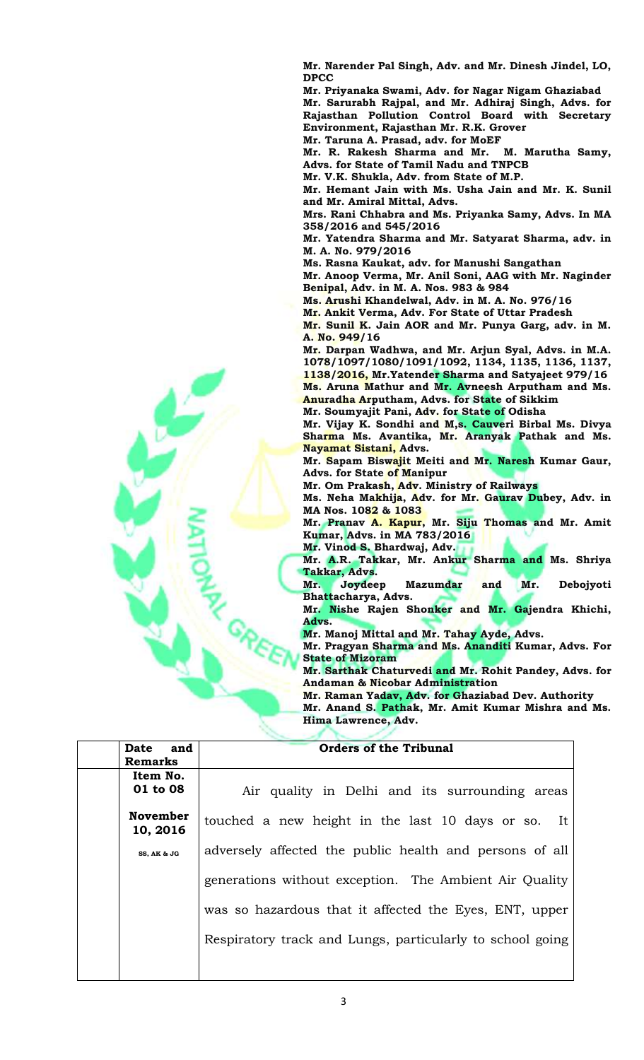**Mr. Narender Pal Singh, Adv. and Mr. Dinesh Jindel, LO, DPCC**
**Mr. Priyanaka Swami, Adv. for Nagar Nigam Ghaziabad**
**Mr. Sarurabh Rajpal, and Mr. Adhiraj Singh, Advs. for Rajasthan Pollution Control Board with Secretary Environment, Rajasthan Mr. R.K. Grover**
**Mr. Taruna A. Prasad, adv. for MoEF**
**Mr. R. Rakesh Sharma and Mr. M. Marutha Samy, Advs. for State of Tamil Nadu and TNPCB**
**Mr. V.K. Shukla, Adv. from State of M.P.**
**Mr. Hemant Jain with Ms. Usha Jain and Mr. K. Sunil and Mr. Amiral Mittal, Advs.**
**Mrs. Rani Chhabra and Ms. Priyanka Samy, Advs. In MA 358/2016 and 545/2016**
**Mr. Yatendra Sharma and Mr. Satyarat Sharma, adv. in M. A. No. 979/2016**
**Ms. Rasna Kaukat, adv. for Manushi Sangathan**
**Mr. Anoop Verma, Mr. Anil Soni, AAG with Mr. Naginder Benipal, Adv. in M. A. Nos. 983 & 984**
**Ms. Arushi Khandelwal, Adv. in M. A. No. 976/16**
**Mr. Ankit Verma, Adv. For State of Uttar Pradesh**
**Mr. Sunil K. Jain AOR and Mr. Punya Garg, adv. in M. A. No. 949/16**
**Mr. Darpan Wadhwa, and Mr. Arjun Syal, Advs. in M.A. 1078/1097/1080/1091/1092, 1134, 1135, 1136, 1137, 1138/2016, Mr.Yatender Sharma and Satyajeet 979/16**
**Ms. Aruna Mathur and Mr. Avneesh Arputham and Ms. Anuradha Arputham, Advs. for State of Sikkim**
**Mr. Soumyajit Pani, Adv. for State of Odisha**
**Mr. Vijay K. Sondhi and M,s. Cauveri Birbal Ms. Divya Sharma Ms. Avantika, Mr. Aranyak Pathak and Ms. Nayamat Sistani, Advs.**
**Mr. Sapam Biswajit Meiti and Mr. Naresh Kumar Gaur, Advs. for State of Manipur**
**Mr. Om Prakash, Adv. Ministry of Railways**
**Ms. Neha Makhija, Adv. for Mr. Gaurav Dubey, Adv. in MA Nos. 1082 & 1083**
**Mr. Pranav A. Kapur, Mr. Siju Thomas and Mr. Amit Kumar, Advs. in MA 783/2016**
**Mr. Vinod S. Bhardwaj, Adv.**
**Mr. A.R. Takkar, Mr. Ankur Sharma and Ms. Shriya Takkar, Advs.**
**Mr. Joydeep Mazumdar and Mr. Debojyoti Bhattacharya, Advs.**
**Mr. Nishe Rajen Shonker and Mr. Gajendra Khichi, Advs.**
**Mr. Manoj Mittal and Mr. Tahay Ayde, Advs.**
**Mr. Pragyan Sharma and Ms. Ananditi Kumar, Advs. For State of Mizoram**
**Mr. Sarthak Chaturvedi and Mr. Rohit Pandey, Advs. for Andaman & Nicobar Administration**
**Mr. Raman Yadav, Adv. for Ghaziabad Dev. Authority**
**Mr. Anand S. Pathak, Mr. Amit Kumar Mishra and Ms. Hima Lawrence, Adv.**

| | Date and Remarks | Orders of the Tribunal |
|---|---|---|
| | **Item No. 01 to 08**<br><br>**November 10, 2016**<br><br>**SS, AK & JG** | Air quality in Delhi and its surrounding areas touched a new height in the last 10 days or so. It adversely affected the public health and persons of all generations without exception. The Ambient Air Quality was so hazardous that it affected the Eyes, ENT, upper Respiratory track and Lungs, particularly to school going |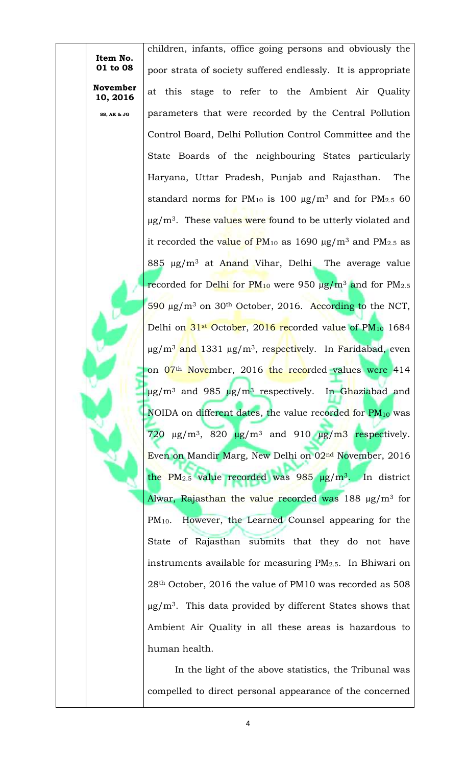**Item No. 01 to 08**

**November 10, 2016**

SS, AK & JG

children, infants, office going persons and obviously the poor strata of society suffered endlessly. It is appropriate at this stage to refer to the Ambient Air Quality parameters that were recorded by the Central Pollution Control Board, Delhi Pollution Control Committee and the State Boards of the neighbouring States particularly Haryana, Uttar Pradesh, Punjab and Rajasthan. The standard norms for $PM_{10}$ is 100 $\mu g/m^3$ and for $PM_{2.5}$ 60 $\mu g/m^3$. These values were found to be utterly violated and it recorded the value of $PM_{10}$ as 1690 $\mu g/m^3$ and $PM_{2.5}$ as 885 $\mu g/m^3$ at Anand Vihar, Delhi. The average value recorded for Delhi for $PM_{10}$ were 950 $\mu g/m^3$ and for $PM_{2.5}$ 590 $\mu g/m^3$ on 30th October, 2016. According to the NCT, Delhi on 31st October, 2016 recorded value of $PM_{10}$ 1684 $\mu g/m^3$ and 1331 $\mu g/m^3$, respectively. In Faridabad, even on 07th November, 2016 the recorded values were 414 $\mu g/m^3$ and 985 $\mu g/m^3$ respectively. In Ghaziabad and NOIDA on different dates, the value recorded for $PM_{10}$ was 720 $\mu g/m^3$, 820 $\mu g/m^3$ and 910 $\mu g/m3$ respectively. Even on Mandir Marg, New Delhi on 02nd November, 2016 the $PM_{2.5}$ value recorded was 985 $\mu g/m^3$. In district Alwar, Rajasthan the value recorded was 188 $\mu g/m^3$ for $PM_{10}$. However, the Learned Counsel appearing for the State of Rajasthan submits that they do not have instruments available for measuring $PM_{2.5}$. In Bhiwari on 28th October, 2016 the value of PM10 was recorded as 508 $\mu g/m^3$. This data provided by different States shows that Ambient Air Quality in all these areas is hazardous to human health.

In the light of the above statistics, the Tribunal was compelled to direct personal appearance of the concerned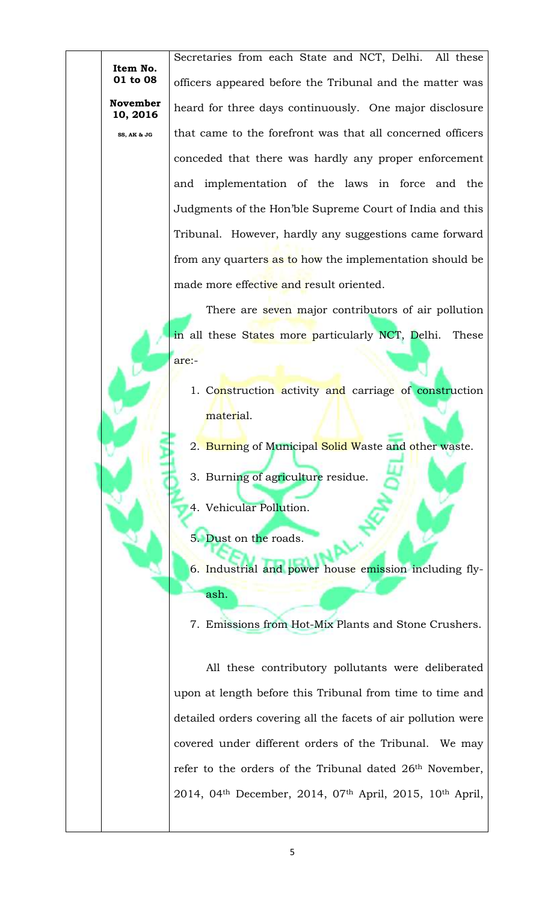Secretaries from each State and NCT, Delhi. All these officers appeared before the Tribunal and the matter was heard for three days continuously. One major disclosure that came to the forefront was that all concerned officers conceded that there was hardly any proper enforcement and implementation of the laws in force and the Judgments of the Hon'ble Supreme Court of India and this Tribunal. However, hardly any suggestions came forward from any quarters as to how the implementation should be made more effective and result oriented.

There are seven major contributors of air pollution in all these States more particularly NCT, Delhi. These are:-

1. Construction activity and carriage of construction material.
2. Burning of Municipal Solid Waste and other waste.
3. Burning of agriculture residue.
4. Vehicular Pollution.
5. Dust on the roads.
6. Industrial and power house emission including fly-ash.
7. Emissions from Hot-Mix Plants and Stone Crushers.

All these contributory pollutants were deliberated upon at length before this Tribunal from time to time and detailed orders covering all the facets of air pollution were covered under different orders of the Tribunal. We may refer to the orders of the Tribunal dated 26th November, 2014, 04th December, 2014, 07th April, 2015, 10th April,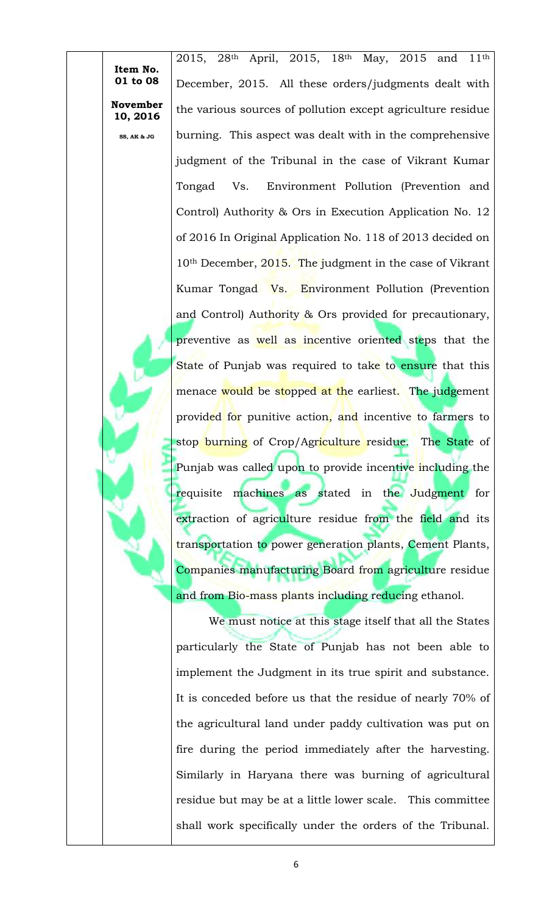| | Item No. 01 to 08<br><br>November 10, 2016<br><br>SS, AK & JG | 2015, 28th April, 2015, 18th May, 2015 and 11th December, 2015. All these orders/judgments dealt with the various sources of pollution except agriculture residue burning. This aspect was dealt with in the comprehensive judgment of the Tribunal in the case of Vikrant Kumar Tongad Vs. Environment Pollution (Prevention and Control) Authority & Ors in Execution Application No. 12 of 2016 In Original Application No. 118 of 2013 decided on 10th December, 2015. The judgment in the case of Vikrant Kumar Tongad Vs. Environment Pollution (Prevention and Control) Authority & Ors provided for precautionary, preventive as well as incentive oriented steps that the State of Punjab was required to take to ensure that this menace would be stopped at the earliest. The judgement provided for punitive action, and incentive to farmers to stop burning of Crop/Agriculture residue. The State of Punjab was called upon to provide incentive including the requisite machines as stated in the Judgment for extraction of agriculture residue from the field and its transportation to power generation plants, Cement Plants, Companies manufacturing Board from agriculture residue and from Bio-mass plants including reducing ethanol.<br><br>We must notice at this stage itself that all the States particularly the State of Punjab has not been able to implement the Judgment in its true spirit and substance. It is conceded before us that the residue of nearly 70% of the agricultural land under paddy cultivation was put on fire during the period immediately after the harvesting. Similarly in Haryana there was burning of agricultural residue but may be at a little lower scale. This committee shall work specifically under the orders of the Tribunal. |
|---|---|---|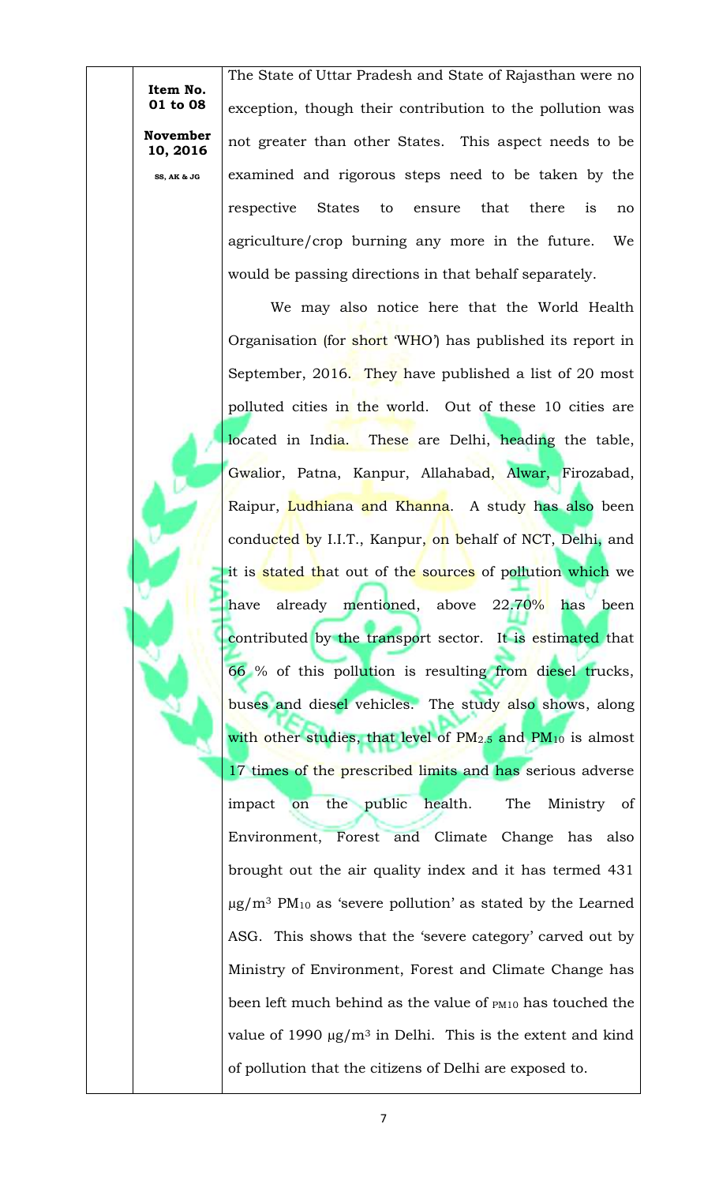Item No. 01 to 08

November 10, 2016

SS, AK & JG

The State of Uttar Pradesh and State of Rajasthan were no exception, though their contribution to the pollution was not greater than other States. This aspect needs to be examined and rigorous steps need to be taken by the respective States to ensure that there is no agriculture/crop burning any more in the future. We would be passing directions in that behalf separately.

We may also notice here that the World Health Organisation (for short 'WHO') has published its report in September, 2016. They have published a list of 20 most polluted cities in the world. Out of these 10 cities are located in India. These are Delhi, heading the table, Gwalior, Patna, Kanpur, Allahabad, Alwar, Firozabad, Raipur, Ludhiana and Khanna. A study has also been conducted by I.I.T., Kanpur, on behalf of NCT, Delhi, and it is stated that out of the sources of pollution which we have already mentioned, above 22.70% has been contributed by the transport sector. It is estimated that 66 % of this pollution is resulting from diesel trucks, buses and diesel vehicles. The study also shows, along with other studies, that level of $PM_{2.5}$ and $PM_{10}$ is almost 17 times of the prescribed limits and has serious adverse impact on the public health. The Ministry of Environment, Forest and Climate Change has also brought out the air quality index and it has termed 431 $\mu g/m^3$ $PM_{10}$ as 'severe pollution' as stated by the Learned ASG. This shows that the 'severe category' carved out by Ministry of Environment, Forest and Climate Change has been left much behind as the value of $PM_{10}$ has touched the value of 1990 $\mu g/m^3$ in Delhi. This is the extent and kind of pollution that the citizens of Delhi are exposed to.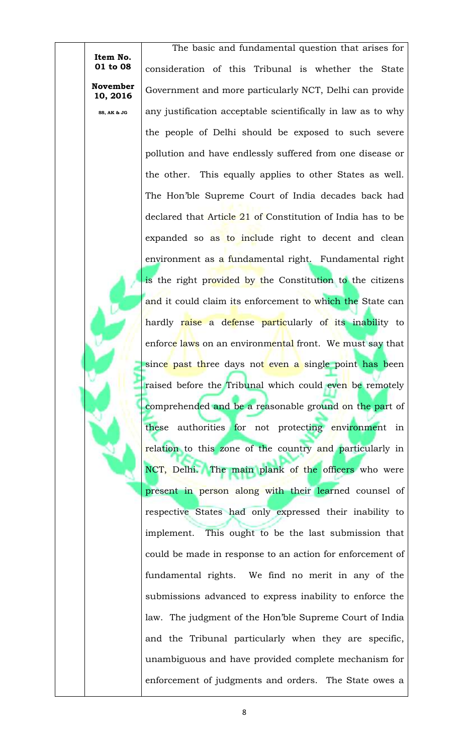**Item No. 01 to 08**

**November 10, 2016**

**SS, AK & JG**

The basic and fundamental question that arises for consideration of this Tribunal is whether the State Government and more particularly NCT, Delhi can provide any justification acceptable scientifically in law as to why the people of Delhi should be exposed to such severe pollution and have endlessly suffered from one disease or the other. This equally applies to other States as well. The Hon'ble Supreme Court of India decades back had declared that Article 21 of Constitution of India has to be expanded so as to include right to decent and clean environment as a fundamental right. Fundamental right is the right provided by the Constitution to the citizens and it could claim its enforcement to which the State can hardly raise a defense particularly of its inability to enforce laws on an environmental front. We must say that since past three days not even a single point has been raised before the Tribunal which could even be remotely comprehended and be a reasonable ground on the part of these authorities for not protecting environment in relation to this zone of the country and particularly in NCT, Delhi. The main plank of the officers who were present in person along with their learned counsel of respective States had only expressed their inability to implement. This ought to be the last submission that could be made in response to an action for enforcement of fundamental rights. We find no merit in any of the submissions advanced to express inability to enforce the law. The judgment of the Hon'ble Supreme Court of India and the Tribunal particularly when they are specific, unambiguous and have provided complete mechanism for enforcement of judgments and orders. The State owes a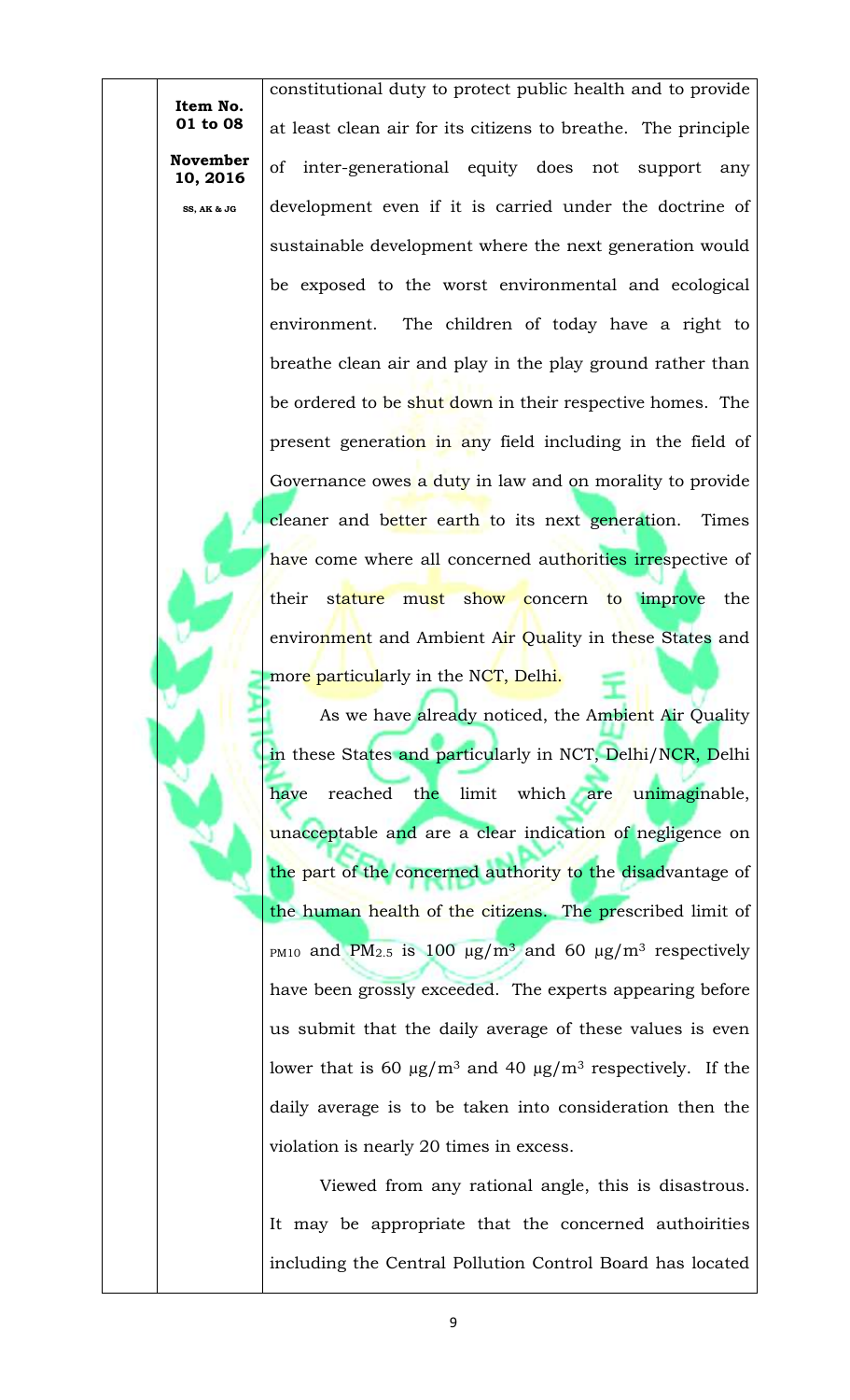**Item No. 01 to 08**

**November 10, 2016**

**SS, AK & JG**

constitutional duty to protect public health and to provide at least clean air for its citizens to breathe. The principle of inter-generational equity does not support any development even if it is carried under the doctrine of sustainable development where the next generation would be exposed to the worst environmental and ecological environment. The children of today have a right to breathe clean air and play in the play ground rather than be ordered to be shut down in their respective homes. The present generation in any field including in the field of Governance owes a duty in law and on morality to provide cleaner and better earth to its next generation. Times have come where all concerned authorities irrespective of their stature must show concern to improve the environment and Ambient Air Quality in these States and more particularly in the NCT, Delhi.

As we have already noticed, the Ambient Air Quality in these States and particularly in NCT, Delhi/NCR, Delhi have reached the limit which are unimaginable, unacceptable and are a clear indication of negligence on the part of the concerned authority to the disadvantage of the human health of the citizens. The prescribed limit of $PM_{10}$ and $PM_{2.5}$ is 100 $\mu g/m^3$ and 60 $\mu g/m^3$ respectively have been grossly exceeded. The experts appearing before us submit that the daily average of these values is even lower that is 60 $\mu g/m^3$ and 40 $\mu g/m^3$ respectively. If the daily average is to be taken into consideration then the violation is nearly 20 times in excess.

Viewed from any rational angle, this is disastrous. It may be appropriate that the concerned authoirities including the Central Pollution Control Board has located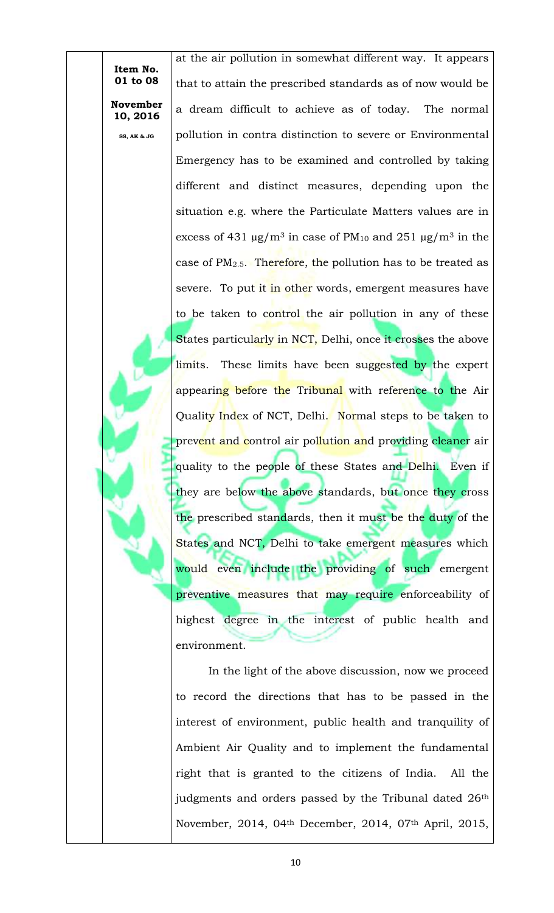at the air pollution in somewhat different way. It appears that to attain the prescribed standards as of now would be a dream difficult to achieve as of today. The normal pollution in contra distinction to severe or Environmental Emergency has to be examined and controlled by taking different and distinct measures, depending upon the situation e.g. where the Particulate Matters values are in excess of 431 μg/m$^3$ in case of $PM_{10}$ and 251 μg/m$^3$ in the case of $PM_{2.5}$. Therefore, the pollution has to be treated as severe. To put it in other words, emergent measures have to be taken to control the air pollution in any of these States particularly in NCT, Delhi, once it crosses the above limits. These limits have been suggested by the expert appearing before the Tribunal with reference to the Air Quality Index of NCT, Delhi. Normal steps to be taken to prevent and control air pollution and providing cleaner air quality to the people of these States and Delhi. Even if they are below the above standards, but once they cross the prescribed standards, then it must be the duty of the States and NCT, Delhi to take emergent measures which would even include the providing of such emergent preventive measures that may require enforceability of highest degree in the interest of public health and environment.

In the light of the above discussion, now we proceed to record the directions that has to be passed in the interest of environment, public health and tranquility of Ambient Air Quality and to implement the fundamental right that is granted to the citizens of India. All the judgments and orders passed by the Tribunal dated 26th November, 2014, 04th December, 2014, 07th April, 2015,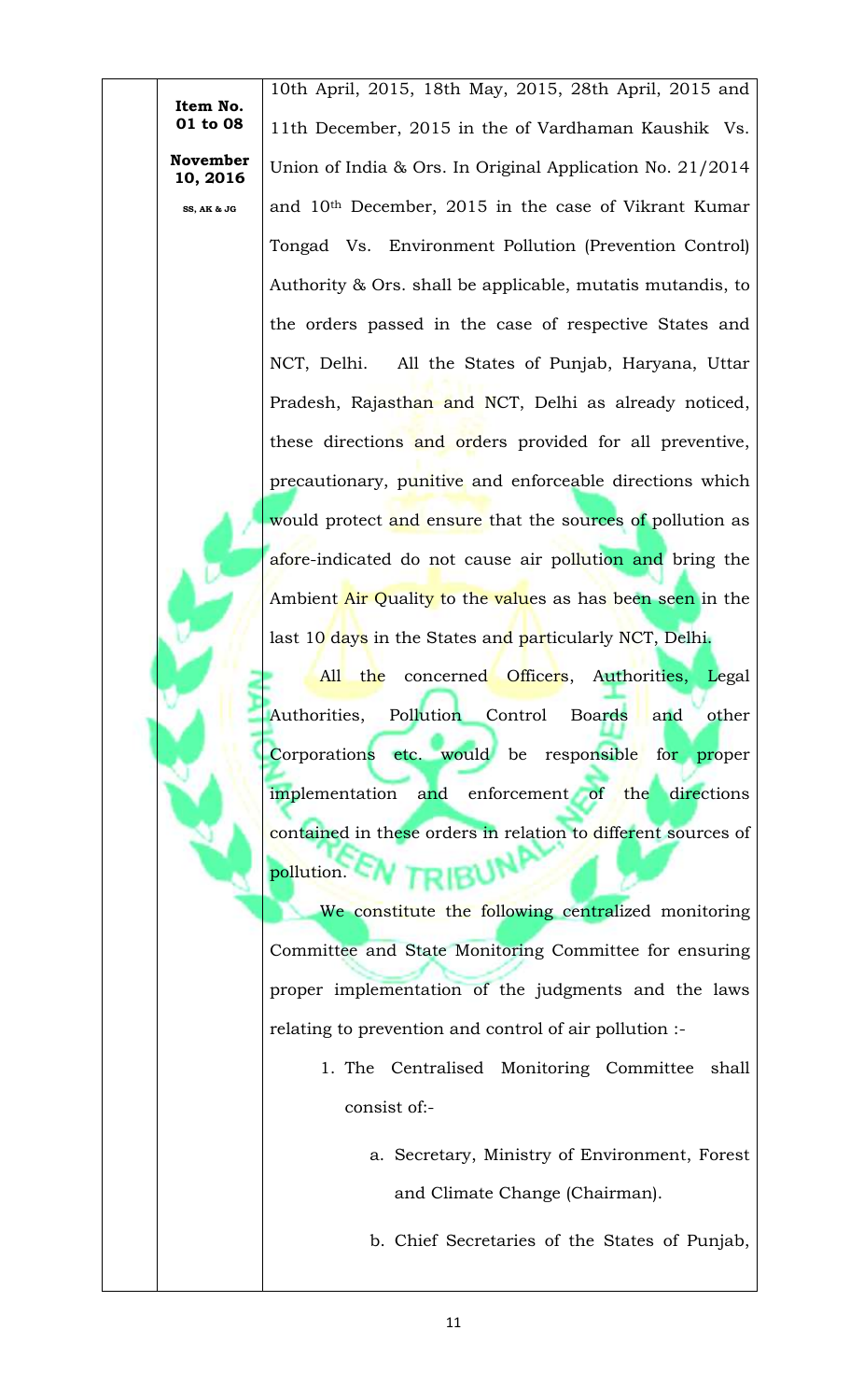10th April, 2015, 18th May, 2015, 28th April, 2015 and 11th December, 2015 in the of Vardhaman Kaushik Vs. Union of India & Ors. In Original Application No. 21/2014 and 10th December, 2015 in the case of Vikrant Kumar Tongad Vs. Environment Pollution (Prevention Control) Authority & Ors. shall be applicable, mutatis mutandis, to the orders passed in the case of respective States and NCT, Delhi. All the States of Punjab, Haryana, Uttar Pradesh, Rajasthan and NCT, Delhi as already noticed, these directions and orders provided for all preventive, precautionary, punitive and enforceable directions which would protect and ensure that the sources of pollution as afore-indicated do not cause air pollution and bring the Ambient Air Quality to the values as has been seen in the last 10 days in the States and particularly NCT, Delhi.

All the concerned Officers, Authorities, Legal Authorities, Pollution Control Boards and other Corporations etc. would be responsible for proper implementation and enforcement of the directions contained in these orders in relation to different sources of pollution.

We constitute the following centralized monitoring Committee and State Monitoring Committee for ensuring proper implementation of the judgments and the laws relating to prevention and control of air pollution :-

1. The Centralised Monitoring Committee shall consist of:-

    a. Secretary, Ministry of Environment, Forest and Climate Change (Chairman).

    b. Chief Secretaries of the States of Punjab,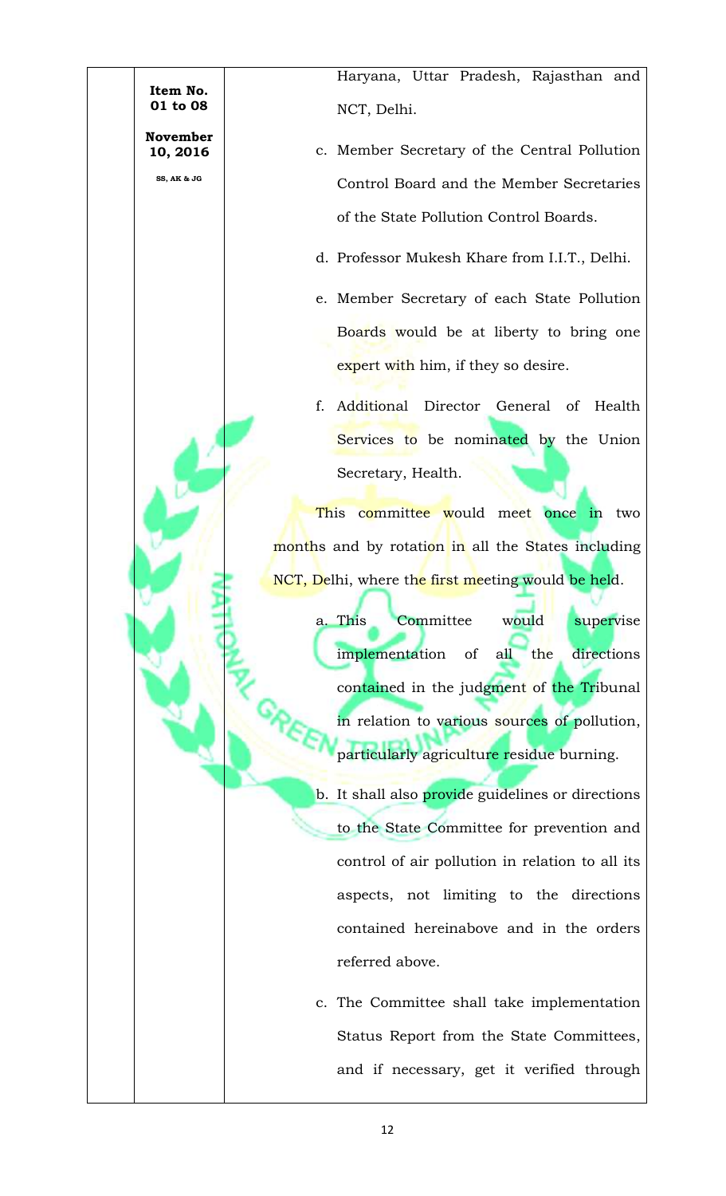Haryana, Uttar Pradesh, Rajasthan and NCT, Delhi.

c. Member Secretary of the Central Pollution Control Board and the Member Secretaries of the State Pollution Control Boards.

d. Professor Mukesh Khare from I.I.T., Delhi.

e. Member Secretary of each State Pollution Boards would be at liberty to bring one expert with him, if they so desire.

f. Additional Director General of Health Services to be nominated by the Union Secretary, Health.

This committee would meet once in two months and by rotation in all the States including NCT, Delhi, where the first meeting would be held.

a. This Committee would supervise implementation of all the directions contained in the judgment of the Tribunal in relation to various sources of pollution, particularly agriculture residue burning.

b. It shall also provide guidelines or directions to the State Committee for prevention and control of air pollution in relation to all its aspects, not limiting to the directions contained hereinabove and in the orders referred above.

c. The Committee shall take implementation Status Report from the State Committees, and if necessary, get it verified through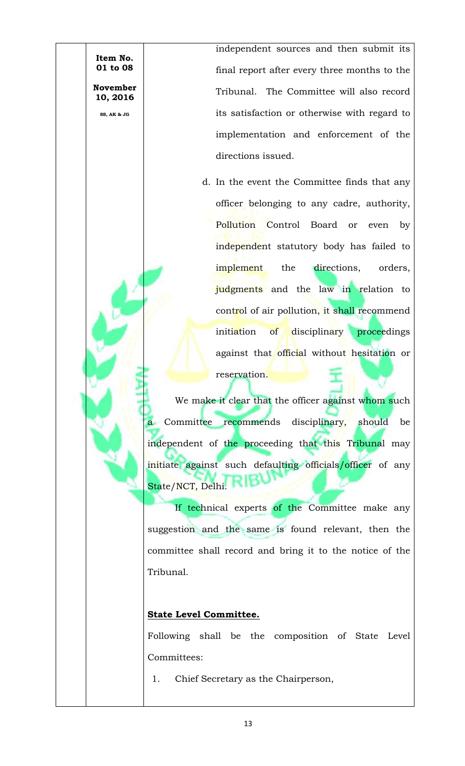independent sources and then submit its final report after every three months to the Tribunal. The Committee will also record its satisfaction or otherwise with regard to implementation and enforcement of the directions issued.

d. In the event the Committee finds that any officer belonging to any cadre, authority, Pollution Control Board or even by independent statutory body has failed to implement the directions, orders, judgments and the law in relation to control of air pollution, it shall recommend initiation of disciplinary proceedings against that official without hesitation or reservation.

We make it clear that the officer against whom such a Committee recommends disciplinary, should be independent of the proceeding that this Tribunal may initiate against such defaulting officials/officer of any State/NCT, Delhi.

If technical experts of the Committee make any suggestion and the same is found relevant, then the committee shall record and bring it to the notice of the Tribunal.

**State Level Committee.**

Following shall be the composition of State Level Committees:

1. Chief Secretary as the Chairperson,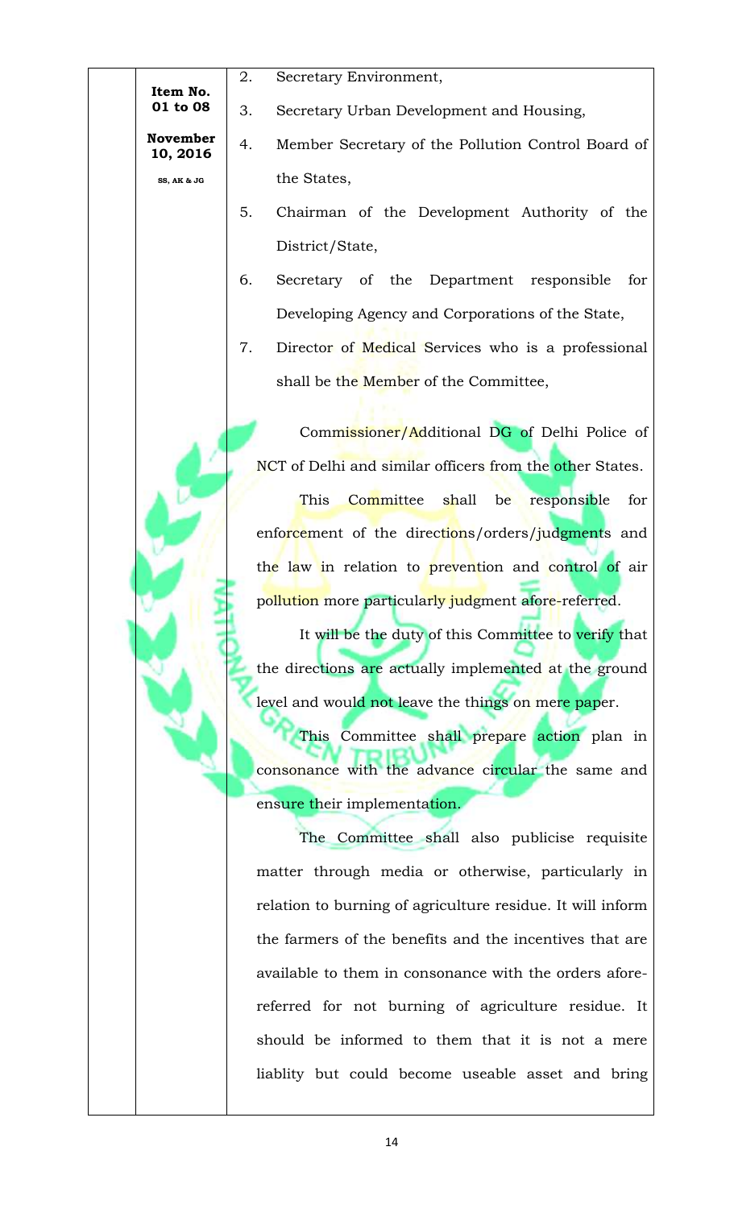| | Item No. 01 to 08<br><br>November 10, 2016<br><br>SS, AK & JG | 2. Secretary Environment,<br><br>3. Secretary Urban Development and Housing,<br><br>4. Member Secretary of the Pollution Control Board of the States,<br><br>5. Chairman of the Development Authority of the District/State,<br><br>6. Secretary of the Department responsible for Developing Agency and Corporations of the State,<br><br>7. Director of Medical Services who is a professional shall be the Member of the Committee,<br><br>Commissioner/Additional DG of Delhi Police of NCT of Delhi and similar officers from the other States.<br><br>This Committee shall be responsible for enforcement of the directions/orders/judgments and the law in relation to prevention and control of air pollution more particularly judgment afore-referred.<br><br>It will be the duty of this Committee to verify that the directions are actually implemented at the ground level and would not leave the things on mere paper.<br><br>This Committee shall prepare action plan in consonance with the advance circular the same and ensure their implementation.<br><br>The Committee shall also publicise requisite matter through media or otherwise, particularly in relation to burning of agriculture residue. It will inform the farmers of the benefits and the incentives that are available to them in consonance with the orders afore-referred for not burning of agriculture residue. It should be informed to them that it is not a mere liablity but could become useable asset and bring |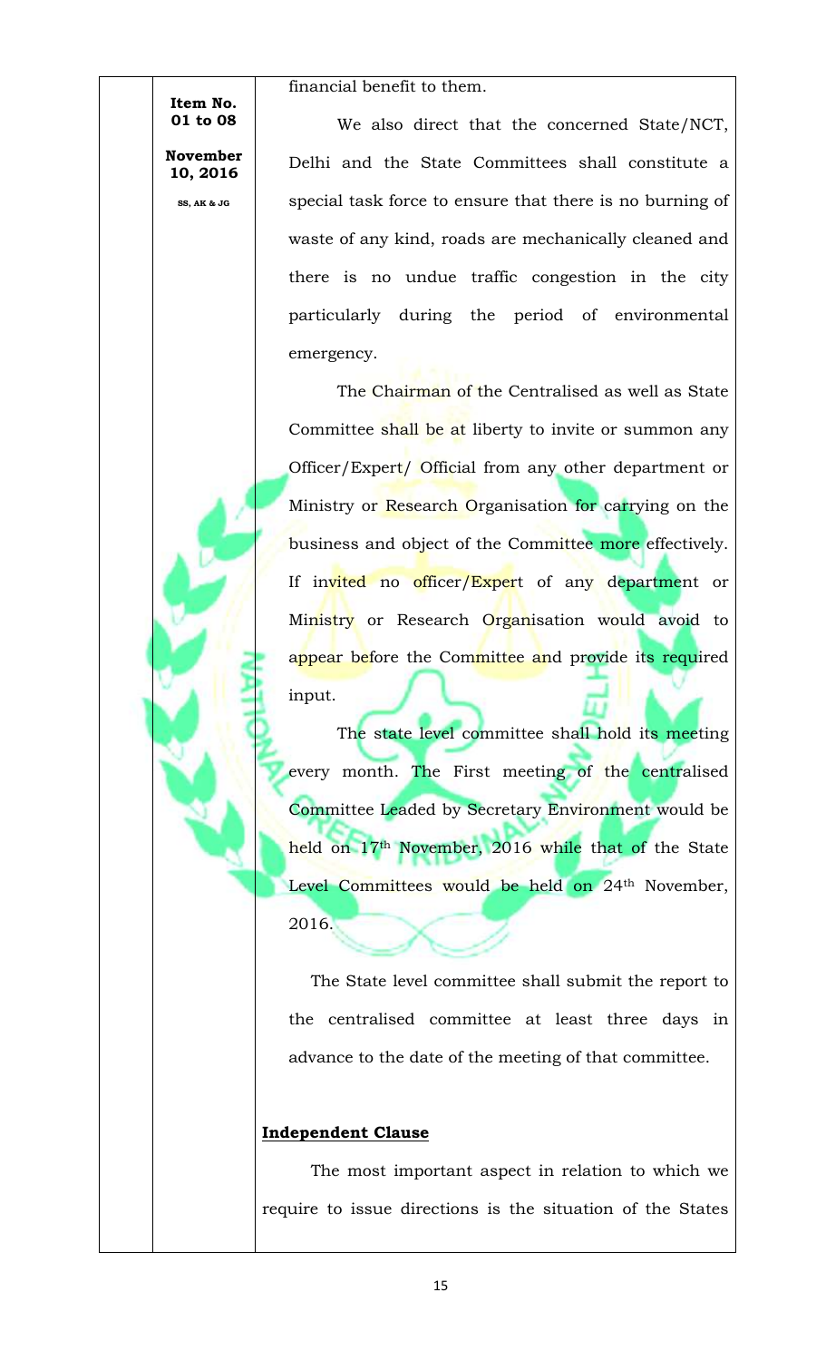Item No. 01 to 08

November 10, 2016

SS, AK & JG

financial benefit to them.

We also direct that the concerned State/NCT, Delhi and the State Committees shall constitute a special task force to ensure that there is no burning of waste of any kind, roads are mechanically cleaned and there is no undue traffic congestion in the city particularly during the period of environmental emergency.

The Chairman of the Centralised as well as State Committee shall be at liberty to invite or summon any Officer/Expert/ Official from any other department or Ministry or Research Organisation for carrying on the business and object of the Committee more effectively. If invited no officer/Expert of any department or Ministry or Research Organisation would avoid to appear before the Committee and provide its required input.

The state level committee shall hold its meeting every month. The First meeting of the centralised Committee Leaded by Secretary Environment would be held on 17th November, 2016 while that of the State Level Committees would be held on 24th November, 2016.

The State level committee shall submit the report to the centralised committee at least three days in advance to the date of the meeting of that committee.

**Independent Clause**

The most important aspect in relation to which we require to issue directions is the situation of the States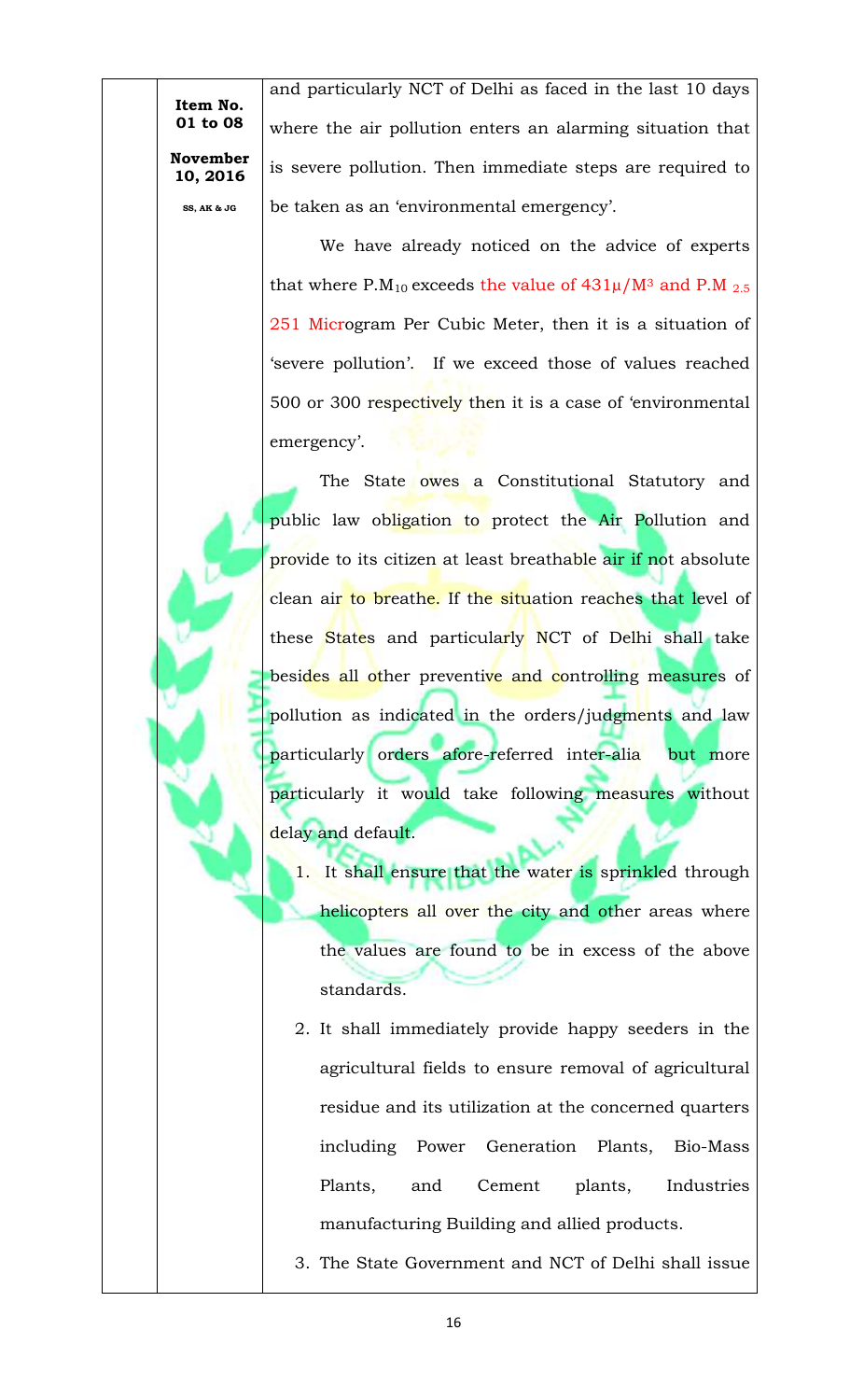and particularly NCT of Delhi as faced in the last 10 days where the air pollution enters an alarming situation that is severe pollution. Then immediate steps are required to be taken as an 'environmental emergency'.

We have already noticed on the advice of experts that where $P.M_{10}$ exceeds the value of $431\mu/M^3$ and $P.M_{2.5}$ 251 Microgram Per Cubic Meter, then it is a situation of 'severe pollution'. If we exceed those of values reached 500 or 300 respectively then it is a case of 'environmental emergency'.

The State owes a Constitutional Statutory and public law obligation to protect the Air Pollution and provide to its citizen at least breathable air if not absolute clean air to breathe. If the situation reaches that level of these States and particularly NCT of Delhi shall take besides all other preventive and controlling measures of pollution as indicated in the orders/judgments and law particularly orders afore-referred inter-alia but more particularly it would take following measures without delay and default.

1. It shall ensure that the water is sprinkled through helicopters all over the city and other areas where the values are found to be in excess of the above standards.
2. It shall immediately provide happy seeders in the agricultural fields to ensure removal of agricultural residue and its utilization at the concerned quarters including Power Generation Plants, Bio-Mass Plants, and Cement plants, Industries manufacturing Building and allied products.
3. The State Government and NCT of Delhi shall issue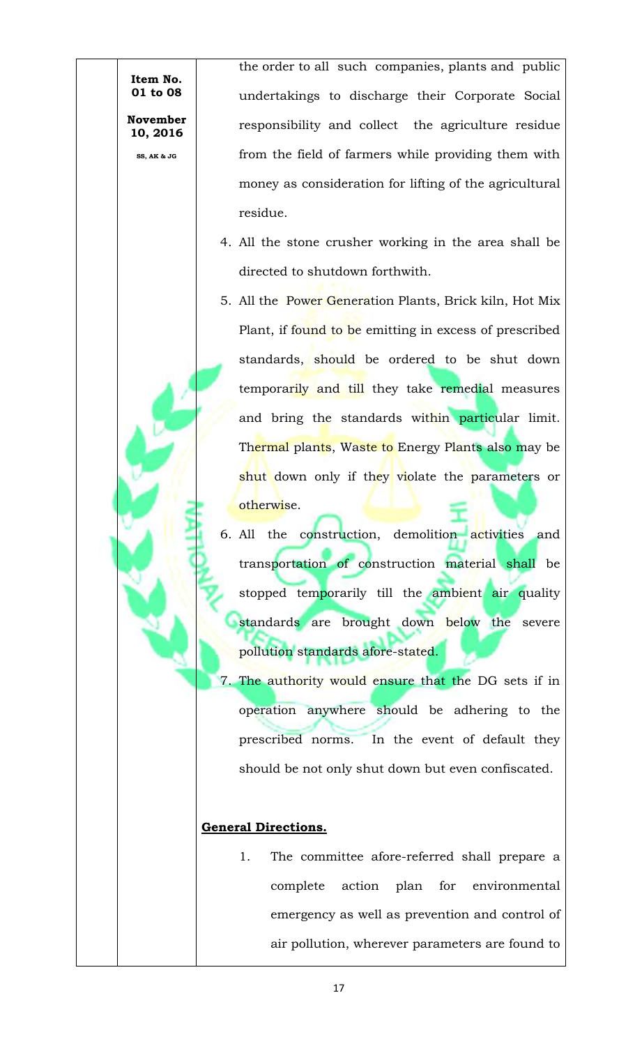the order to all such companies, plants and public undertakings to discharge their Corporate Social responsibility and collect the agriculture residue from the field of farmers while providing them with money as consideration for lifting of the agricultural residue.

4. All the stone crusher working in the area shall be directed to shutdown forthwith.
5. All the Power Generation Plants, Brick kiln, Hot Mix Plant, if found to be emitting in excess of prescribed standards, should be ordered to be shut down temporarily and till they take remedial measures and bring the standards within particular limit. Thermal plants, Waste to Energy Plants also may be shut down only if they violate the parameters or otherwise.
6. All the construction, demolition activities and transportation of construction material shall be stopped temporarily till the ambient air quality standards are brought down below the severe pollution standards afore-stated.
7. The authority would ensure that the DG sets if in operation anywhere should be adhering to the prescribed norms. In the event of default they should be not only shut down but even confiscated.

**General Directions.**

1. The committee afore-referred shall prepare a complete action plan for environmental emergency as well as prevention and control of air pollution, wherever parameters are found to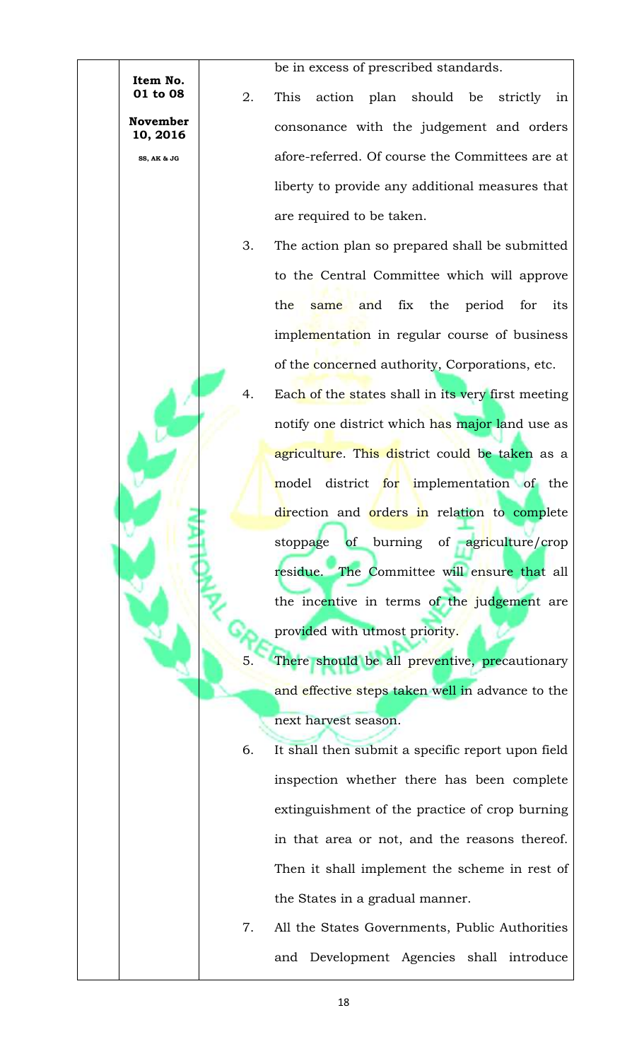be in excess of prescribed standards.

2. This action plan should be strictly in consonance with the judgement and orders afore-referred. Of course the Committees are at liberty to provide any additional measures that are required to be taken.

3. The action plan so prepared shall be submitted to the Central Committee which will approve the same and fix the period for its implementation in regular course of business of the concerned authority, Corporations, etc.

4. Each of the states shall in its very first meeting notify one district which has major land use as agriculture. This district could be taken as a model district for implementation of the direction and orders in relation to complete stoppage of burning of agriculture/crop residue. The Committee will ensure that all the incentive in terms of the judgement are provided with utmost priority.

5. There should be all preventive, precautionary and effective steps taken well in advance to the next harvest season.

6. It shall then submit a specific report upon field inspection whether there has been complete extinguishment of the practice of crop burning in that area or not, and the reasons thereof. Then it shall implement the scheme in rest of the States in a gradual manner.

7. All the States Governments, Public Authorities and Development Agencies shall introduce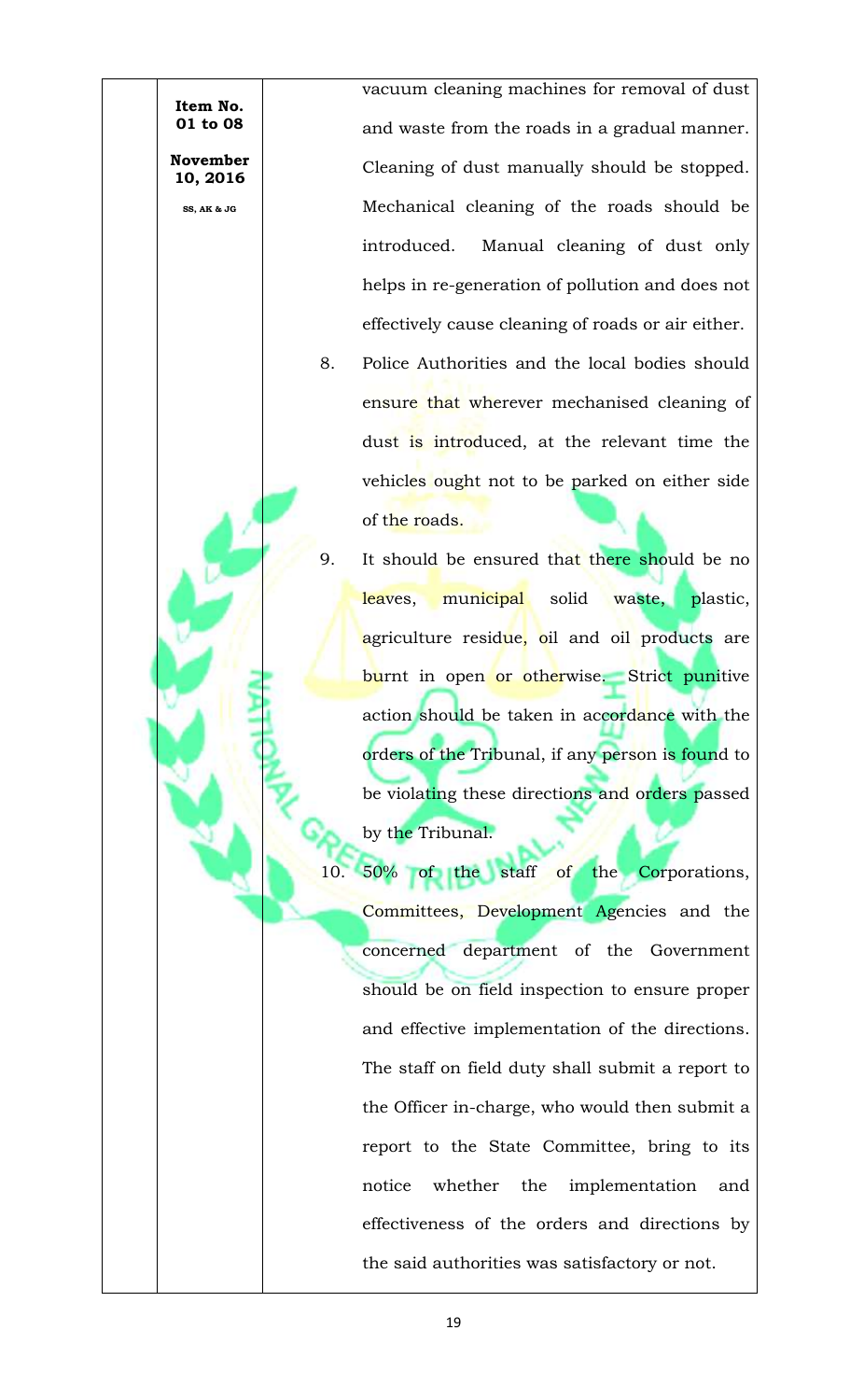**Item No. 01 to 08**

**November 10, 2016**

**SS, AK & JG**

vacuum cleaning machines for removal of dust and waste from the roads in a gradual manner. Cleaning of dust manually should be stopped. Mechanical cleaning of the roads should be introduced. Manual cleaning of dust only helps in re-generation of pollution and does not effectively cause cleaning of roads or air either.

8. Police Authorities and the local bodies should ensure that wherever mechanised cleaning of dust is introduced, at the relevant time the vehicles ought not to be parked on either side of the roads.

9. It should be ensured that there should be no leaves, municipal solid waste, plastic, agriculture residue, oil and oil products are burnt in open or otherwise. Strict punitive action should be taken in accordance with the orders of the Tribunal, if any person is found to be violating these directions and orders passed by the Tribunal.

10. 50% of the staff of the Corporations, Committees, Development Agencies and the concerned department of the Government should be on field inspection to ensure proper and effective implementation of the directions. The staff on field duty shall submit a report to the Officer in-charge, who would then submit a report to the State Committee, bring to its notice whether the implementation and effectiveness of the orders and directions by the said authorities was satisfactory or not.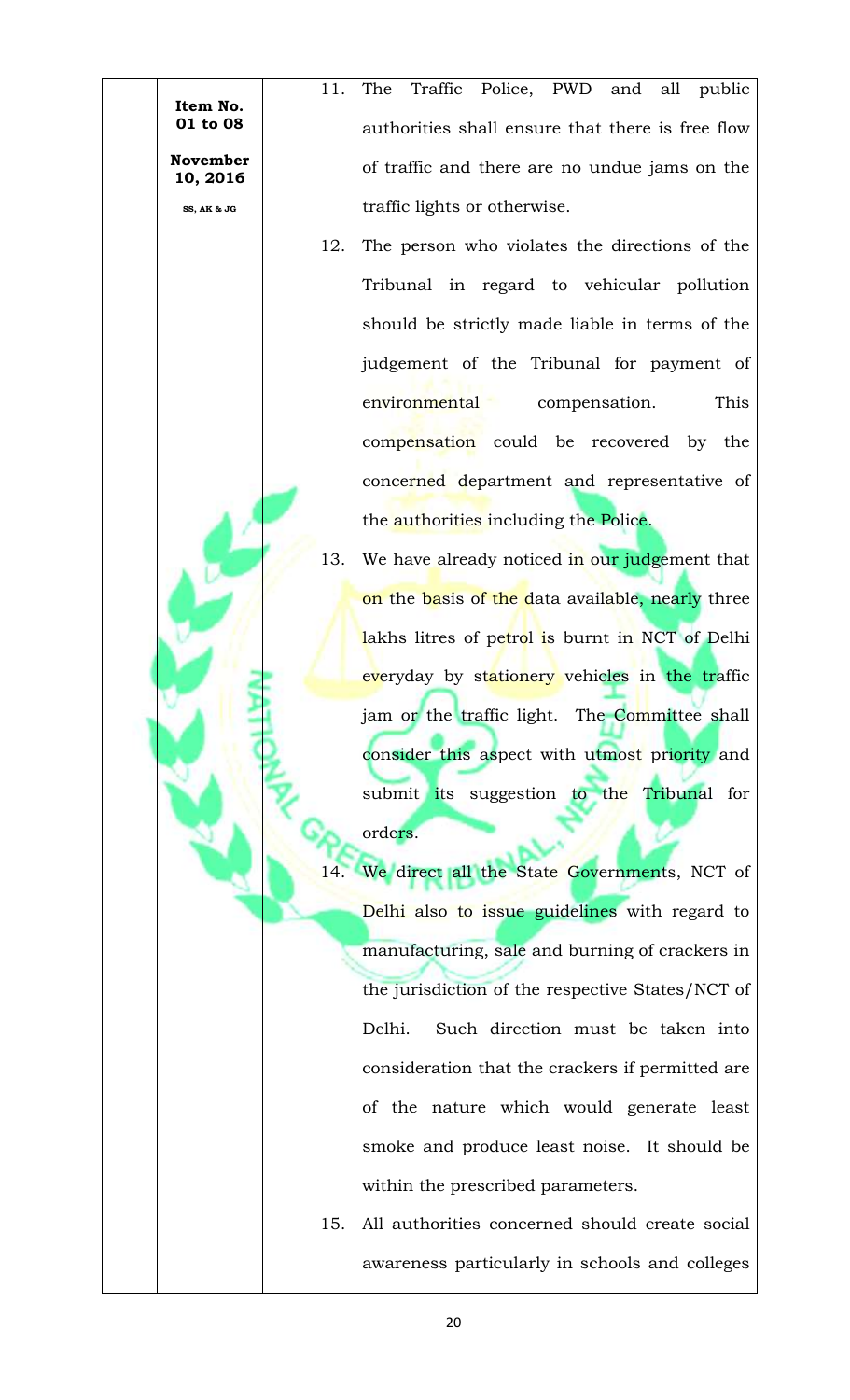11. The Traffic Police, PWD and all public authorities shall ensure that there is free flow of traffic and there are no undue jams on the traffic lights or otherwise.

12. The person who violates the directions of the Tribunal in regard to vehicular pollution should be strictly made liable in terms of the judgement of the Tribunal for payment of environmental compensation. This compensation could be recovered by the concerned department and representative of the authorities including the Police.

13. We have already noticed in our judgement that on the basis of the data available, nearly three lakhs litres of petrol is burnt in NCT of Delhi everyday by stationery vehicles in the traffic jam or the traffic light. The Committee shall consider this aspect with utmost priority and submit its suggestion to the Tribunal for orders.

14. We direct all the State Governments, NCT of Delhi also to issue guidelines with regard to manufacturing, sale and burning of crackers in the jurisdiction of the respective States/NCT of Delhi. Such direction must be taken into consideration that the crackers if permitted are of the nature which would generate least smoke and produce least noise. It should be within the prescribed parameters.

15. All authorities concerned should create social awareness particularly in schools and colleges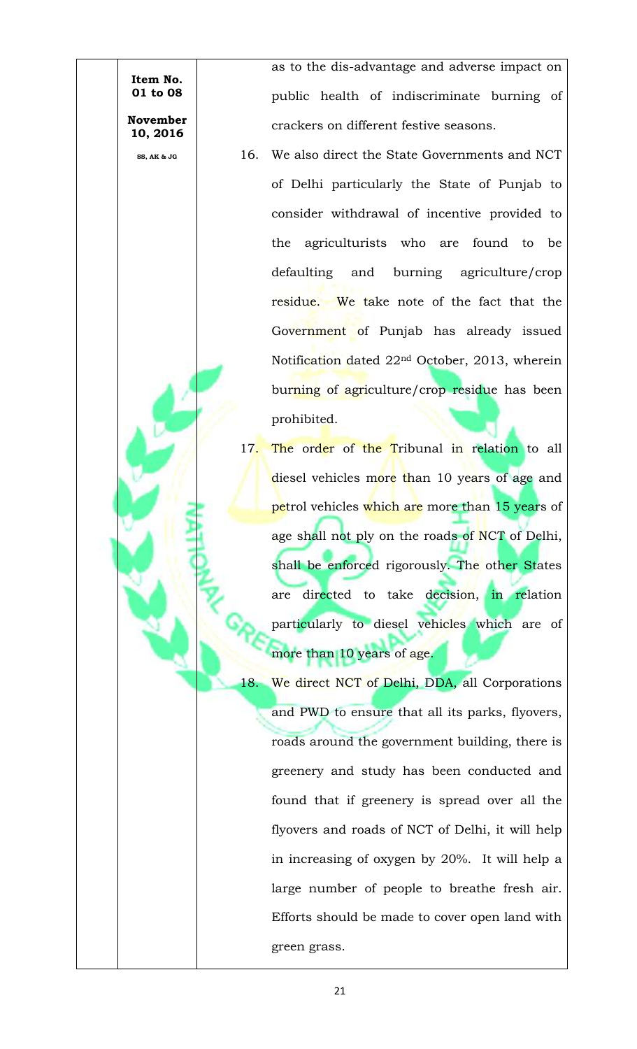as to the dis-advantage and adverse impact on public health of indiscriminate burning of crackers on different festive seasons.

16. We also direct the State Governments and NCT of Delhi particularly the State of Punjab to consider withdrawal of incentive provided to the agriculturists who are found to be defaulting and burning agriculture/crop residue. We take note of the fact that the Government of Punjab has already issued Notification dated 22nd October, 2013, wherein burning of agriculture/crop residue has been prohibited.

17. The order of the Tribunal in relation to all diesel vehicles more than 10 years of age and petrol vehicles which are more than 15 years of age shall not ply on the roads of NCT of Delhi, shall be enforced rigorously. The other States are directed to take decision, in relation particularly to diesel vehicles which are of more than 10 years of age.

18. We direct NCT of Delhi, DDA, all Corporations and PWD to ensure that all its parks, flyovers, roads around the government building, there is greenery and study has been conducted and found that if greenery is spread over all the flyovers and roads of NCT of Delhi, it will help in increasing of oxygen by 20%. It will help a large number of people to breathe fresh air. Efforts should be made to cover open land with green grass.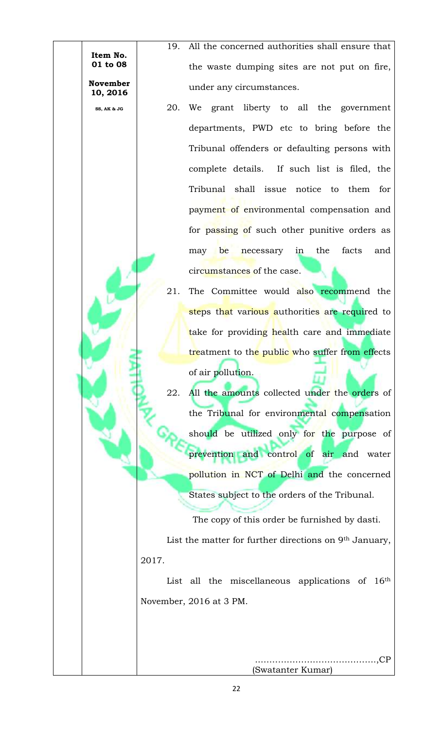**Item No. 01 to 08**

**November 10, 2016**

**SS, AK & JG**

19. All the concerned authorities shall ensure that the waste dumping sites are not put on fire, under any circumstances.

20. We grant liberty to all the government departments, PWD etc to bring before the Tribunal offenders or defaulting persons with complete details. If such list is filed, the Tribunal shall issue notice to them for payment of environmental compensation and for passing of such other punitive orders as may be necessary in the facts and circumstances of the case.

21. The Committee would also recommend the steps that various authorities are required to take for providing health care and immediate treatment to the public who suffer from effects of air pollution.

22. All the amounts collected under the orders of the Tribunal for environmental compensation should be utilized only for the purpose of prevention and control of air and water pollution in NCT of Delhi and the concerned States subject to the orders of the Tribunal.

The copy of this order be furnished by dasti.

List the matter for further directions on 9th January, 2017.

List all the miscellaneous applications of 16th November, 2016 at 3 PM.

…………………………………….,CP
(Swatanter Kumar)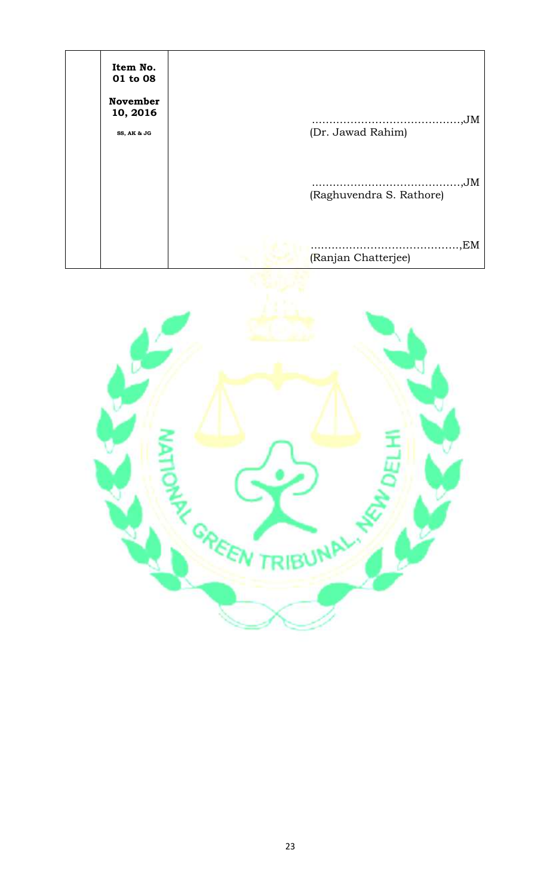| | | |
|---|---|---|
| | **Item No. 01 to 08**<br><br>**November 10, 2016**<br><br>**SS, AK & JG** | ………………………………….,JM<br>(Dr. Jawad Rahim)<br><br>………………………………….,JM<br>(Raghuvendra S. Rathore)<br><br>………………………………….,EM<br>(Ranjan Chatterjee) |